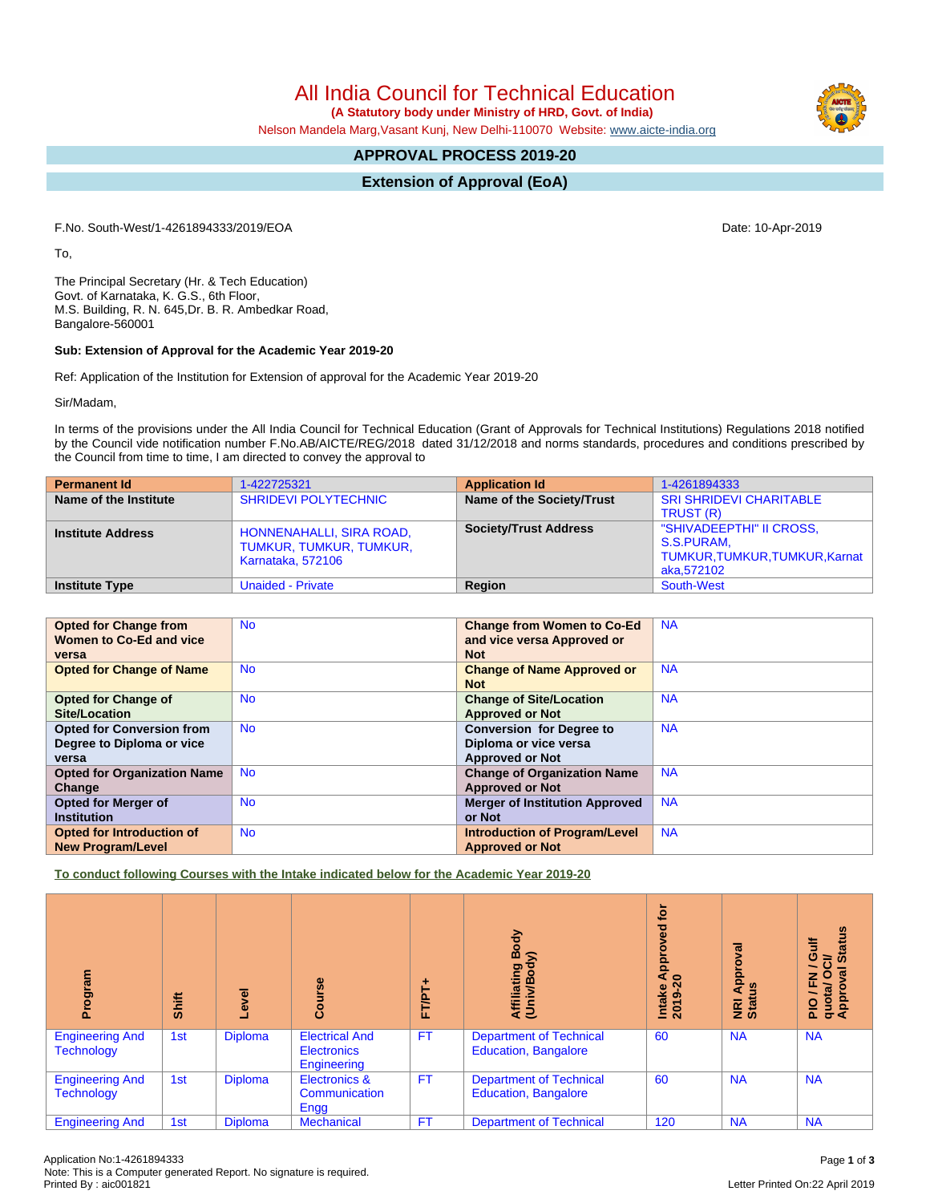# All India Council for Technical Education

**(A Statutory body under Ministry of HRD, Govt. of India)**

Nelson Mandela Marg,Vasant Kunj, New Delhi-110070 Website: www.aicte-india.org

## APPROVAL PROCESS 2019-20

## Extension of Approval (EoA)

F.No. South-West/1-4261894333/2019/EOA

Date: 10-Apr-2019

To,

The Principal Secretary (Hr. & Tech Education)
Govt. of Karnataka, K. G.S., 6th Floor,
M.S. Building, R. N. 645,Dr. B. R. Ambedkar Road,
Bangalore-560001

**Sub: Extension of Approval for the Academic Year 2019-20**

Ref: Application of the Institution for Extension of approval for the Academic Year 2019-20

Sir/Madam,

In terms of the provisions under the All India Council for Technical Education (Grant of Approvals for Technical Institutions) Regulations 2018 notified by the Council vide notification number F.No.AB/AICTE/REG/2018 dated 31/12/2018 and norms standards, procedures and conditions prescribed by the Council from time to time, I am directed to convey the approval to

| **Permanent Id** | 1-422725321 | **Application Id** | 1-4261894333 |
|---|---|---|---|
| **Name of the Institute** | SHRIDEVI POLYTECHNIC | **Name of the Society/Trust** | SRI SHRIDEVI CHARITABLE TRUST (R) |
| **Institute Address** | HONNENAHALLI, SIRA ROAD, TUMKUR, TUMKUR, TUMKUR, Karnataka, 572106 | **Society/Trust Address** | "SHIVADEEPTHI" II CROSS, S.S.PURAM, TUMKUR,TUMKUR,TUMKUR,Karnataka,572102 |
| **Institute Type** | Unaided - Private | **Region** | South-West |

| | | | |
|---|---|---|---|
| **Opted for Change from Women to Co-Ed and vice versa** | No | **Change from Women to Co-Ed and vice versa Approved or Not** | NA |
| **Opted for Change of Name** | No | **Change of Name Approved or Not** | NA |
| **Opted for Change of Site/Location** | No | **Change of Site/Location Approved or Not** | NA |
| **Opted for Conversion from Degree to Diploma or vice versa** | No | **Conversion for Degree to Diploma or vice versa Approved or Not** | NA |
| **Opted for Organization Name Change** | No | **Change of Organization Name Approved or Not** | NA |
| **Opted for Merger of Institution** | No | **Merger of Institution Approved or Not** | NA |
| **Opted for Introduction of New Program/Level** | No | **Introduction of Program/Level Approved or Not** | NA |

**To conduct following Courses with the Intake indicated below for the Academic Year 2019-20**

| Program | Shift | Level | Course | FT/PT+ | Affiliating Body (Univ/Body) | Intake Approved for 2019-20 | NRI Approval Status | PIO / FN / Gulf quota/ OCI/ Approval Status |
|---|---|---|---|---|---|---|---|---|
| Engineering And Technology | 1st | Diploma | Electrical And Electronics Engineering | FT | Department of Technical Education, Bangalore | 60 | NA | NA |
| Engineering And Technology | 1st | Diploma | Electronics & Communication Engg | FT | Department of Technical Education, Bangalore | 60 | NA | NA |
| Engineering And | 1st | Diploma | Mechanical | FT | Department of Technical | 120 | NA | NA |

Application No:1-4261894333
Note: This is a Computer generated Report. No signature is required.
Printed By : aic001821

Letter Printed On:22 April 2019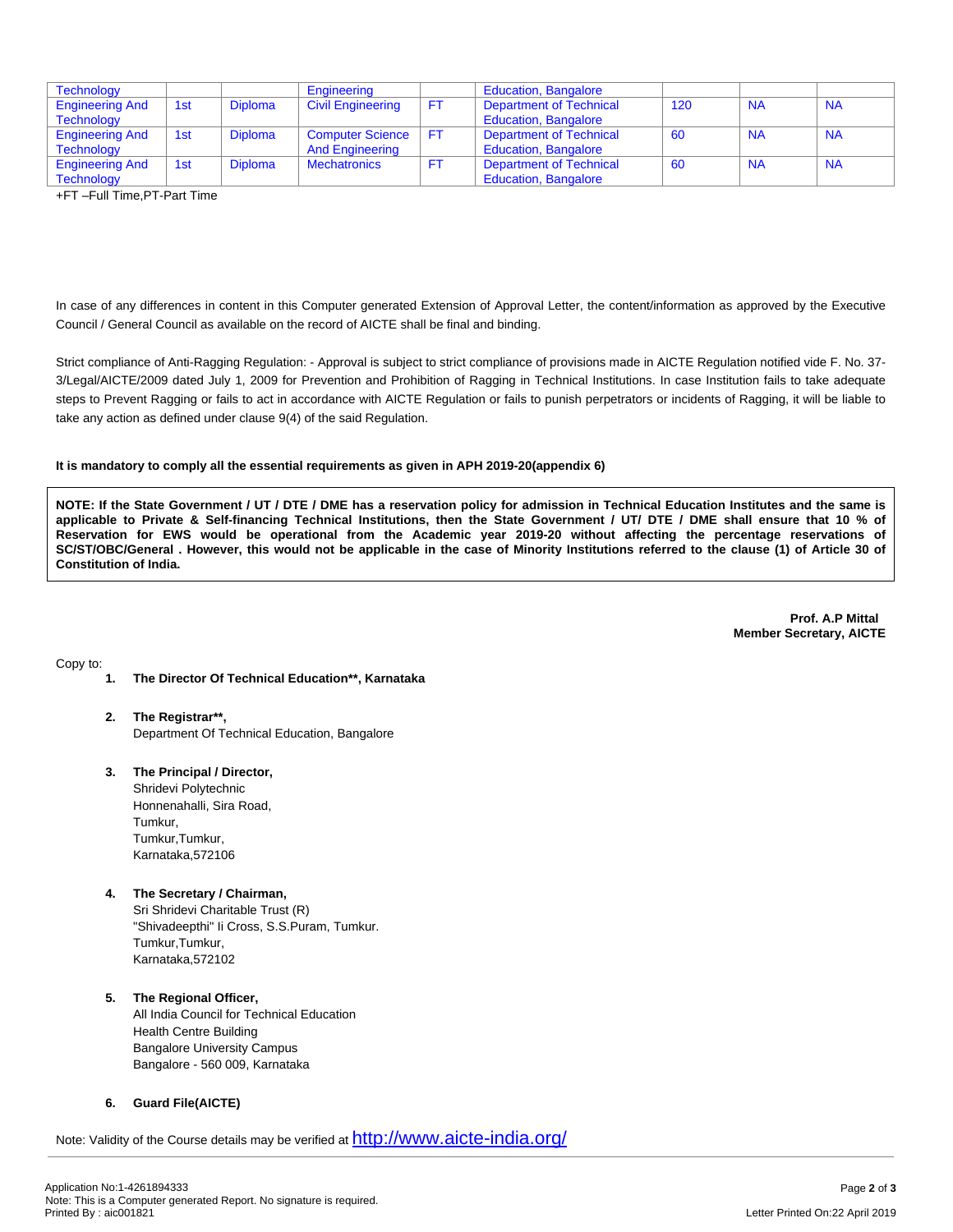| Technology | | | Engineering | | Education, Bangalore | | | |
|---|---|---|---|---|---|---|---|---|
| Engineering And Technology | 1st | Diploma | Civil Engineering | FT | Department of Technical Education, Bangalore | 120 | NA | NA |
| Engineering And Technology | 1st | Diploma | Computer Science And Engineering | FT | Department of Technical Education, Bangalore | 60 | NA | NA |
| Engineering And Technology | 1st | Diploma | Mechatronics | FT | Department of Technical Education, Bangalore | 60 | NA | NA |

+FT –Full Time,PT-Part Time

In case of any differences in content in this Computer generated Extension of Approval Letter, the content/information as approved by the Executive Council / General Council as available on the record of AICTE shall be final and binding.

Strict compliance of Anti-Ragging Regulation: - Approval is subject to strict compliance of provisions made in AICTE Regulation notified vide F. No. 37-3/Legal/AICTE/2009 dated July 1, 2009 for Prevention and Prohibition of Ragging in Technical Institutions. In case Institution fails to take adequate steps to Prevent Ragging or fails to act in accordance with AICTE Regulation or fails to punish perpetrators or incidents of Ragging, it will be liable to take any action as defined under clause 9(4) of the said Regulation.

**It is mandatory to comply all the essential requirements as given in APH 2019-20(appendix 6)**

**NOTE: If the State Government / UT / DTE / DME has a reservation policy for admission in Technical Education Institutes and the same is applicable to Private & Self-financing Technical Institutions, then the State Government / UT/ DTE / DME shall ensure that 10 % of Reservation for EWS would be operational from the Academic year 2019-20 without affecting the percentage reservations of SC/ST/OBC/General . However, this would not be applicable in the case of Minority Institutions referred to the clause (1) of Article 30 of Constitution of India.**

**Prof. A.P Mittal**
**Member Secretary, AICTE**

Copy to:

1. **The Director Of Technical Education\*\*, Karnataka**

2. **The Registrar\*\*,**
   Department Of Technical Education, Bangalore

3. **The Principal / Director,**
   Shridevi Polytechnic
   Honnenahalli, Sira Road,
   Tumkur,
   Tumkur,Tumkur,
   Karnataka,572106

4. **The Secretary / Chairman,**
   Sri Shridevi Charitable Trust (R)
   "Shivadeepthi" Ii Cross, S.S.Puram, Tumkur.
   Tumkur,Tumkur,
   Karnataka,572102

5. **The Regional Officer,**
   All India Council for Technical Education
   Health Centre Building
   Bangalore University Campus
   Bangalore - 560 009, Karnataka

6. **Guard File(AICTE)**

Note: Validity of the Course details may be verified at http://www.aicte-india.org/

Application No:1-4261894333
Note: This is a Computer generated Report. No signature is required.
Printed By : aic001821

Letter Printed On:22 April 2019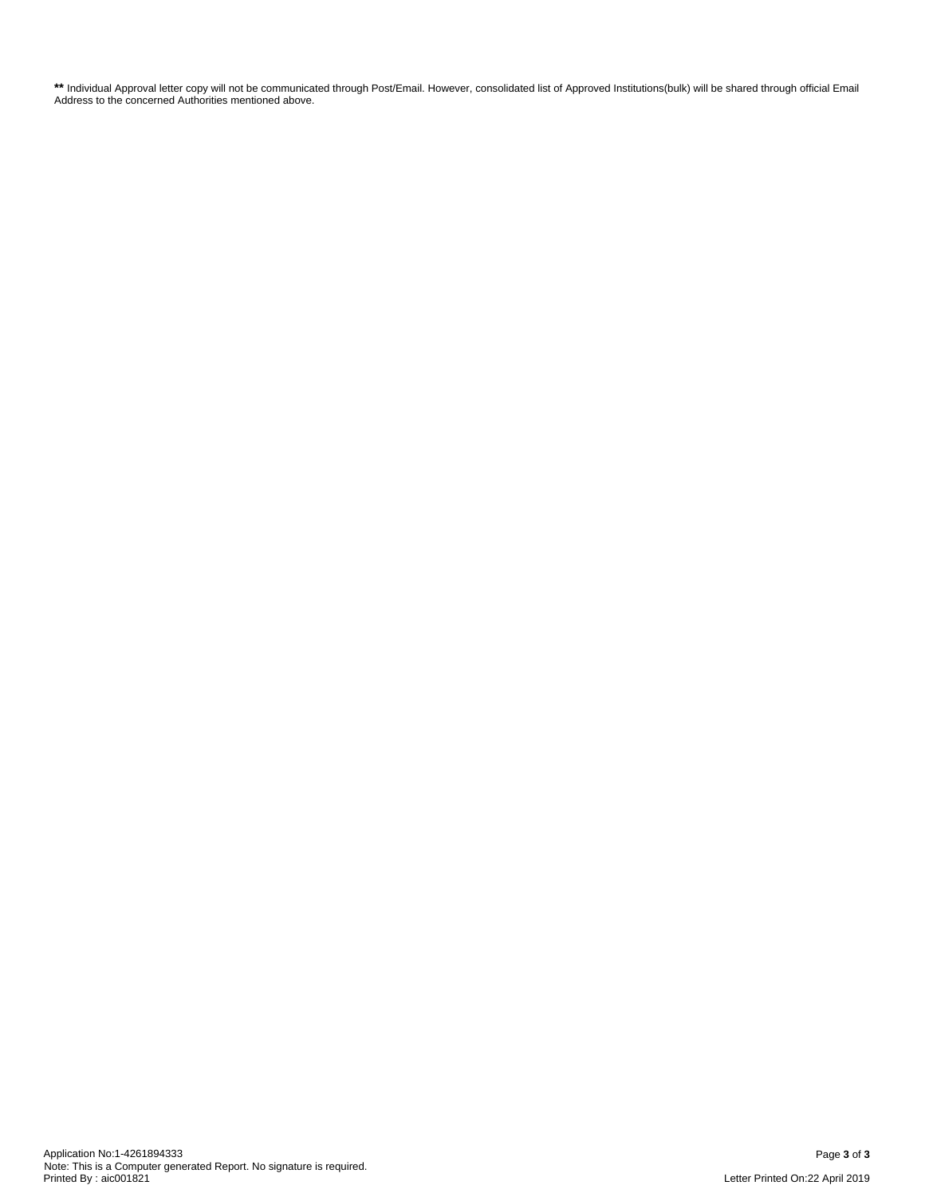**** Individual Approval letter copy will not be communicated through Post/Email. However, consolidated list of Approved Institutions(bulk) will be shared through official Email Address to the concerned Authorities mentioned above.